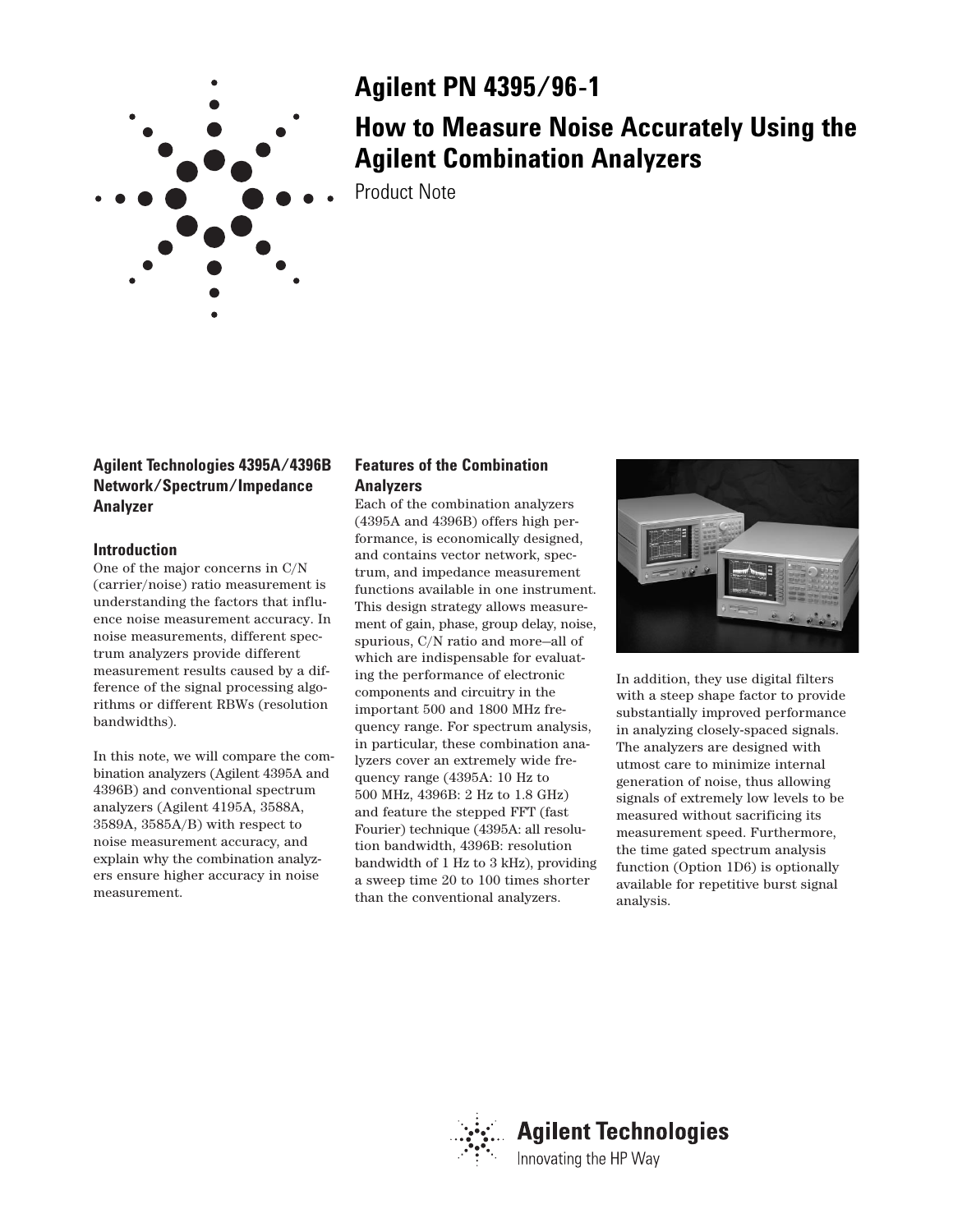# Agilent PN 4395/96-1

# How to Measure Noise Accurately Using the Agilent Combination Analyzers

Product Note

## Agilent Technologies 4395A/4396B Network/Spectrum/Impedance Analyzer

### Introduction

One of the major concerns in C/N (carrier/noise) ratio measurement is understanding the factors that influence noise measurement accuracy. In noise measurements, different spectrum analyzers provide different measurement results caused by a difference of the signal processing algorithms or different RBWs (resolution bandwidths).

In this note, we will compare the combination analyzers (Agilent 4395A and 4396B) and conventional spectrum analyzers (Agilent 4195A, 3588A, 3589A, 3585A/B) with respect to noise measurement accuracy, and explain why the combination analyzers ensure higher accuracy in noise measurement.

### Features of the Combination Analyzers

Each of the combination analyzers (4395A and 4396B) offers high performance, is economically designed, and contains vector network, spectrum, and impedance measurement functions available in one instrument. This design strategy allows measurement of gain, phase, group delay, noise, spurious, C/N ratio and more–all of which are indispensable for evaluating the performance of electronic components and circuitry in the important 500 and 1800 MHz frequency range. For spectrum analysis, in particular, these combination analyzers cover an extremely wide frequency range (4395A: 10 Hz to 500 MHz, 4396B: 2 Hz to 1.8 GHz) and feature the stepped FFT (fast Fourier) technique (4395A: all resolution bandwidth, 4396B: resolution bandwidth of 1 Hz to 3 kHz), providing a sweep time 20 to 100 times shorter than the conventional analyzers.

In addition, they use digital filters with a steep shape factor to provide substantially improved performance in analyzing closely-spaced signals. The analyzers are designed with utmost care to minimize internal generation of noise, thus allowing signals of extremely low levels to be measured without sacrificing its measurement speed. Furthermore, the time gated spectrum analysis function (Option 1D6) is optionally available for repetitive burst signal analysis.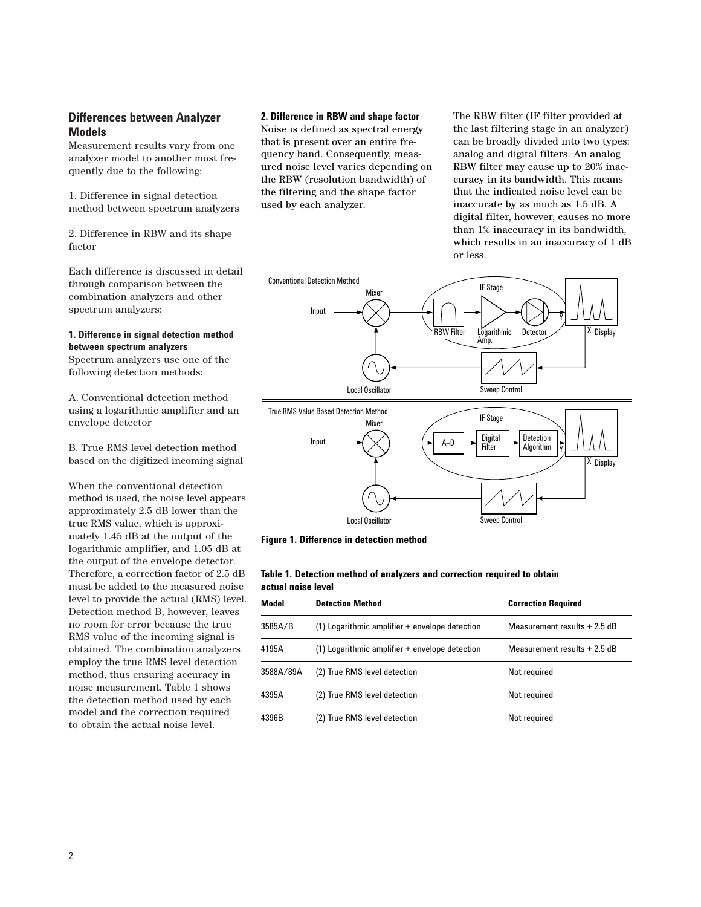## Differences between Analyzer Models

Measurement results vary from one analyzer model to another most frequently due to the following:

1. Difference in signal detection method between spectrum analyzers

2. Difference in RBW and its shape factor

Each difference is discussed in detail through comparison between the combination analyzers and other spectrum analyzers:

**1. Difference in signal detection method between spectrum analyzers**

Spectrum analyzers use one of the following detection methods:

A. Conventional detection method using a logarithmic amplifier and an envelope detector

B. True RMS level detection method based on the digitized incoming signal

When the conventional detection method is used, the noise level appears approximately 2.5 dB lower than the true RMS value, which is approximately 1.45 dB at the output of the logarithmic amplifier, and 1.05 dB at the output of the envelope detector. Therefore, a correction factor of 2.5 dB must be added to the measured noise level to provide the actual (RMS) level. Detection method B, however, leaves no room for error because the true RMS value of the incoming signal is obtained. The combination analyzers employ the true RMS level detection method, thus ensuring accuracy in noise measurement. Table 1 shows the detection method used by each model and the correction required to obtain the actual noise level.

**2. Difference in RBW and shape factor**

Noise is defined as spectral energy that is present over an entire frequency band. Consequently, measured noise level varies depending on the RBW (resolution bandwidth) of the filtering and the shape factor used by each analyzer.

The RBW filter (IF filter provided at the last filtering stage in an analyzer) can be broadly divided into two types: analog and digital filters. An analog RBW filter may cause up to 20% inaccuracy in its bandwidth. This means that the indicated noise level can be inaccurate by as much as 1.5 dB. A digital filter, however, causes no more than 1% inaccuracy in its bandwidth, which results in an inaccuracy of 1 dB or less.

Conventional Detection Method: Input → Mixer (with Local Oscillator) → IF Stage [RBW Filter → Logarithmic Amp. → Detector] → Display (X, Y); Sweep Control → Local Oscillator

True RMS Value Based Detection Method: Input → Mixer (with Local Oscillator) → IF Stage [A–D → Digital Filter → Detection Algorithm] → Display (X, Y); Sweep Control → Local Oscillator

**Figure 1. Difference in detection method**

**Table 1. Detection method of analyzers and correction required to obtain actual noise level**

| Model | Detection Method | Correction Required |
|---|---|---|
| 3585A/B | (1) Logarithmic amplifier + envelope detection | Measurement results + 2.5 dB |
| 4195A | (1) Logarithmic amplifier + envelope detection | Measurement results + 2.5 dB |
| 3588A/89A | (2) True RMS level detection | Not required |
| 4395A | (2) True RMS level detection | Not required |
| 4396B | (2) True RMS level detection | Not required |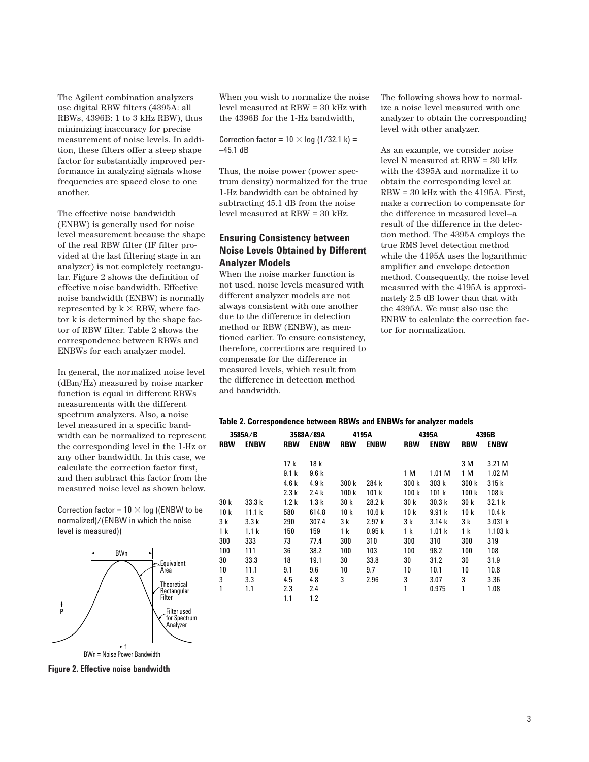The Agilent combination analyzers use digital RBW filters (4395A: all RBWs, 4396B: 1 to 3 kHz RBW), thus minimizing inaccuracy for precise measurement of noise levels. In addition, these filters offer a steep shape factor for substantially improved performance in analyzing signals whose frequencies are spaced close to one another.

The effective noise bandwidth (ENBW) is generally used for noise level measurement because the shape of the real RBW filter (IF filter provided at the last filtering stage in an analyzer) is not completely rectangular. Figure 2 shows the definition of effective noise bandwidth. Effective noise bandwidth (ENBW) is normally represented by k × RBW, where factor k is determined by the shape factor of RBW filter. Table 2 shows the correspondence between RBWs and ENBWs for each analyzer model.

In general, the normalized noise level (dBm/Hz) measured by noise marker function is equal in different RBWs measurements with the different spectrum analyzers. Also, a noise level measured in a specific bandwidth can be normalized to represent the corresponding level in the 1-Hz or any other bandwidth. In this case, we calculate the correction factor first, and then subtract this factor from the measured noise level as shown below.

Correction factor = 10 × log ((ENBW to be normalized)/(ENBW in which the noise level is measured))

**Figure 2. Effective noise bandwidth**

When you wish to normalize the noise level measured at RBW = 30 kHz with the 4396B for the 1-Hz bandwidth,

Correction factor = 10 × log (1/32.1 k) = –45.1 dB

Thus, the noise power (power spectrum density) normalized for the true 1-Hz bandwidth can be obtained by subtracting 45.1 dB from the noise level measured at RBW = 30 kHz.

## Ensuring Consistency between Noise Levels Obtained by Different Analyzer Models

When the noise marker function is not used, noise levels measured with different analyzer models are not always consistent with one another due to the difference in detection method or RBW (ENBW), as mentioned earlier. To ensure consistency, therefore, corrections are required to compensate for the difference in measured levels, which result from the difference in detection method and bandwidth.

The following shows how to normalize a noise level measured with one analyzer to obtain the corresponding level with other analyzer.

As an example, we consider noise level N measured at RBW = 30 kHz with the 4395A and normalize it to obtain the corresponding level at RBW = 30 kHz with the 4195A. First, make a correction to compensate for the difference in measured level—a result of the difference in the detection method. The 4395A employs the true RMS level detection method while the 4195A uses the logarithmic amplifier and envelope detection method. Consequently, the noise level measured with the 4195A is approximately 2.5 dB lower than that with the 4395A. We must also use the ENBW to calculate the correction factor for normalization.

**Table 2. Correspondence between RBWs and ENBWs for analyzer models**

| 3585A/B | | 3588A/89A | | 4195A | | 4395A | | 4396B | |
|---|---|---|---|---|---|---|---|---|---|
| RBW | ENBW | RBW | ENBW | RBW | ENBW | RBW | ENBW | RBW | ENBW |
| | | 17 k | 18 k | | | | | 3 M | 3.21 M |
| | | 9.1 k | 9.6 k | | | 1 M | 1.01 M | 1 M | 1.02 M |
| | | 4.6 k | 4.9 k | 300 k | 284 k | 300 k | 303 k | 300 k | 315 k |
| | | 2.3 k | 2.4 k | 100 k | 101 k | 100 k | 101 k | 100 k | 108 k |
| 30 k | 33.3 k | 1.2 k | 1.3 k | 30 k | 28.2 k | 30 k | 30.3 k | 30 k | 32.1 k |
| 10 k | 11.1 k | 580 | 614.8 | 10 k | 10.6 k | 10 k | 9.91 k | 10 k | 10.4 k |
| 3 k | 3.3 k | 290 | 307.4 | 3 k | 2.97 k | 3 k | 3.14 k | 3 k | 3.031 k |
| 1 k | 1.1 k | 150 | 159 | 1 k | 0.95 k | 1 k | 1.01 k | 1 k | 1.103 k |
| 300 | 333 | 73 | 77.4 | 300 | 310 | 300 | 310 | 300 | 319 |
| 100 | 111 | 36 | 38.2 | 100 | 103 | 100 | 98.2 | 100 | 108 |
| 30 | 33.3 | 18 | 19.1 | 30 | 33.8 | 30 | 31.2 | 30 | 31.9 |
| 10 | 11.1 | 9.1 | 9.6 | 10 | 9.7 | 10 | 10.1 | 10 | 10.8 |
| 3 | 3.3 | 4.5 | 4.8 | 3 | 2.96 | 3 | 3.07 | 3 | 3.36 |
| 1 | 1.1 | 2.3 | 2.4 | | | 1 | 0.975 | 1 | 1.08 |
| | | 1.1 | 1.2 | | | | | | |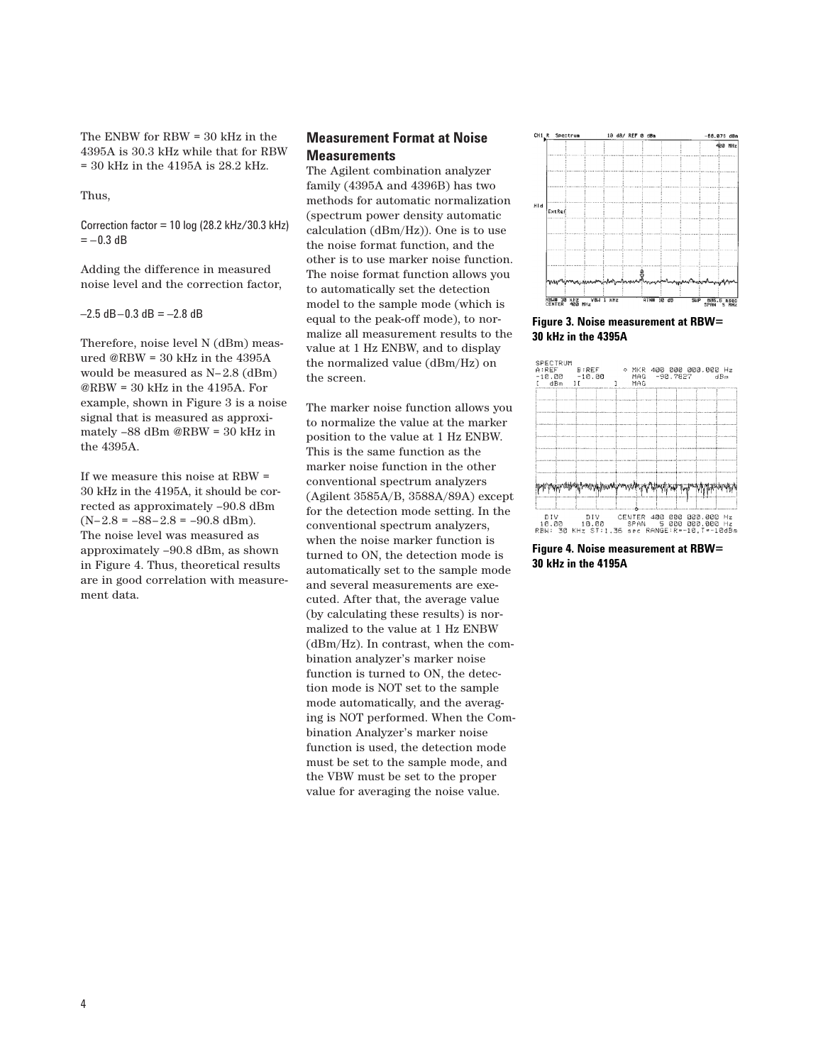The ENBW for RBW = 30 kHz in the 4395A is 30.3 kHz while that for RBW = 30 kHz in the 4195A is 28.2 kHz.

Thus,

$$\text{Correction factor} = 10 \log (28.2 \text{ kHz}/30.3 \text{ kHz}) = -0.3 \text{ dB}$$

Adding the difference in measured noise level and the correction factor,

$$-2.5 \text{ dB} - 0.3 \text{ dB} = -2.8 \text{ dB}$$

Therefore, noise level N (dBm) measured @RBW = 30 kHz in the 4395A would be measured as N−2.8 (dBm) @RBW = 30 kHz in the 4195A. For example, shown in Figure 3 is a noise signal that is measured as approximately –88 dBm @RBW = 30 kHz in the 4395A.

If we measure this noise at RBW = 30 kHz in the 4195A, it should be corrected as approximately –90.8 dBm (N−2.8 = –88−2.8 = –90.8 dBm). The noise level was measured as approximately –90.8 dBm, as shown in Figure 4. Thus, theoretical results are in good correlation with measurement data.

## Measurement Format at Noise Measurements

The Agilent combination analyzer family (4395A and 4396B) has two methods for automatic normalization (spectrum power density automatic calculation (dBm/Hz)). One is to use the noise format function, and the other is to use marker noise function. The noise format function allows you to automatically set the detection model to the sample mode (which is equal to the peak-off mode), to normalize all measurement results to the value at 1 Hz ENBW, and to display the normalized value (dBm/Hz) on the screen.

The marker noise function allows you to normalize the value at the marker position to the value at 1 Hz ENBW. This is the same function as the marker noise function in the other conventional spectrum analyzers (Agilent 3585A/B, 3588A/89A) except for the detection mode setting. In the conventional spectrum analyzers, when the noise marker function is turned to ON, the detection mode is automatically set to the sample mode and several measurements are executed. After that, the average value (by calculating these results) is normalized to the value at 1 Hz ENBW (dBm/Hz). In contrast, when the combination analyzer's marker noise function is turned to ON, the detection mode is NOT set to the sample mode automatically, and the averaging is NOT performed. When the Combination Analyzer's marker noise function is used, the detection mode must be set to the sample mode, and the VBW must be set to the proper value for averaging the noise value.

**Figure 3. Noise measurement at RBW= 30 kHz in the 4395A**

**Figure 4. Noise measurement at RBW= 30 kHz in the 4195A**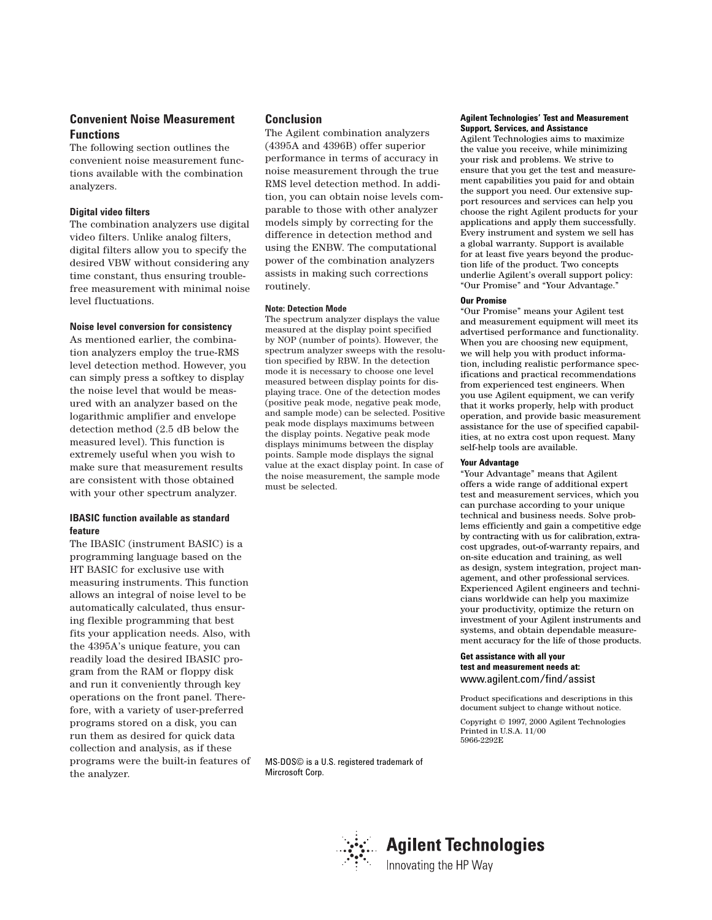## Convenient Noise Measurement Functions

The following section outlines the convenient noise measurement functions available with the combination analyzers.

### Digital video filters

The combination analyzers use digital video filters. Unlike analog filters, digital filters allow you to specify the desired VBW without considering any time constant, thus ensuring trouble-free measurement with minimal noise level fluctuations.

### Noise level conversion for consistency

As mentioned earlier, the combination analyzers employ the true-RMS level detection method. However, you can simply press a softkey to display the noise level that would be measured with an analyzer based on the logarithmic amplifier and envelope detection method (2.5 dB below the measured level). This function is extremely useful when you wish to make sure that measurement results are consistent with those obtained with your other spectrum analyzer.

### IBASIC function available as standard feature

The IBASIC (instrument BASIC) is a programming language based on the HT BASIC for exclusive use with measuring instruments. This function allows an integral of noise level to be automatically calculated, thus ensuring flexible programming that best fits your application needs. Also, with the 4395A's unique feature, you can readily load the desired IBASIC program from the RAM or floppy disk and run it conveniently through key operations on the front panel. Therefore, with a variety of user-preferred programs stored on a disk, you can run them as desired for quick data collection and analysis, as if these programs were the built-in features of the analyzer.

## Conclusion

The Agilent combination analyzers (4395A and 4396B) offer superior performance in terms of accuracy in noise measurement through the true RMS level detection method. In addition, you can obtain noise levels comparable to those with other analyzer models simply by correcting for the difference in detection method and using the ENBW. The computational power of the combination analyzers assists in making such corrections routinely.

**Note: Detection Mode**

The spectrum analyzer displays the value measured at the display point specified by NOP (number of points). However, the spectrum analyzer sweeps with the resolution specified by RBW. In the detection mode it is necessary to choose one level measured between display points for displaying trace. One of the detection modes (positive peak mode, negative peak mode, and sample mode) can be selected. Positive peak mode displays maximums between the display points. Negative peak mode displays minimums between the display points. Sample mode displays the signal value at the exact display point. In case of the noise measurement, the sample mode must be selected.

MS-DOS© is a U.S. registered trademark of Mircrosoft Corp.

**Agilent Technologies' Test and Measurement Support, Services, and Assistance**

Agilent Technologies aims to maximize the value you receive, while minimizing your risk and problems. We strive to ensure that you get the test and measurement capabilities you paid for and obtain the support you need. Our extensive support resources and services can help you choose the right Agilent products for your applications and apply them successfully. Every instrument and system we sell has a global warranty. Support is available for at least five years beyond the production life of the product. Two concepts underlie Agilent's overall support policy: "Our Promise" and "Your Advantage."

**Our Promise**

"Our Promise" means your Agilent test and measurement equipment will meet its advertised performance and functionality. When you are choosing new equipment, we will help you with product information, including realistic performance specifications and practical recommendations from experienced test engineers. When you use Agilent equipment, we can verify that it works properly, help with product operation, and provide basic measurement assistance for the use of specified capabilities, at no extra cost upon request. Many self-help tools are available.

**Your Advantage**

"Your Advantage" means that Agilent offers a wide range of additional expert test and measurement services, which you can purchase according to your unique technical and business needs. Solve problems efficiently and gain a competitive edge by contracting with us for calibration, extra-cost upgrades, out-of-warranty repairs, and on-site education and training, as well as design, system integration, project management, and other professional services. Experienced Agilent engineers and technicians worldwide can help you maximize your productivity, optimize the return on investment of your Agilent instruments and systems, and obtain dependable measurement accuracy for the life of those products.

**Get assistance with all your test and measurement needs at:**
www.agilent.com/find/assist

Product specifications and descriptions in this document subject to change without notice.

Copyright © 1997, 2000 Agilent Technologies
Printed in U.S.A. 11/00
5966-2292E

Agilent Technologies
Innovating the HP Way